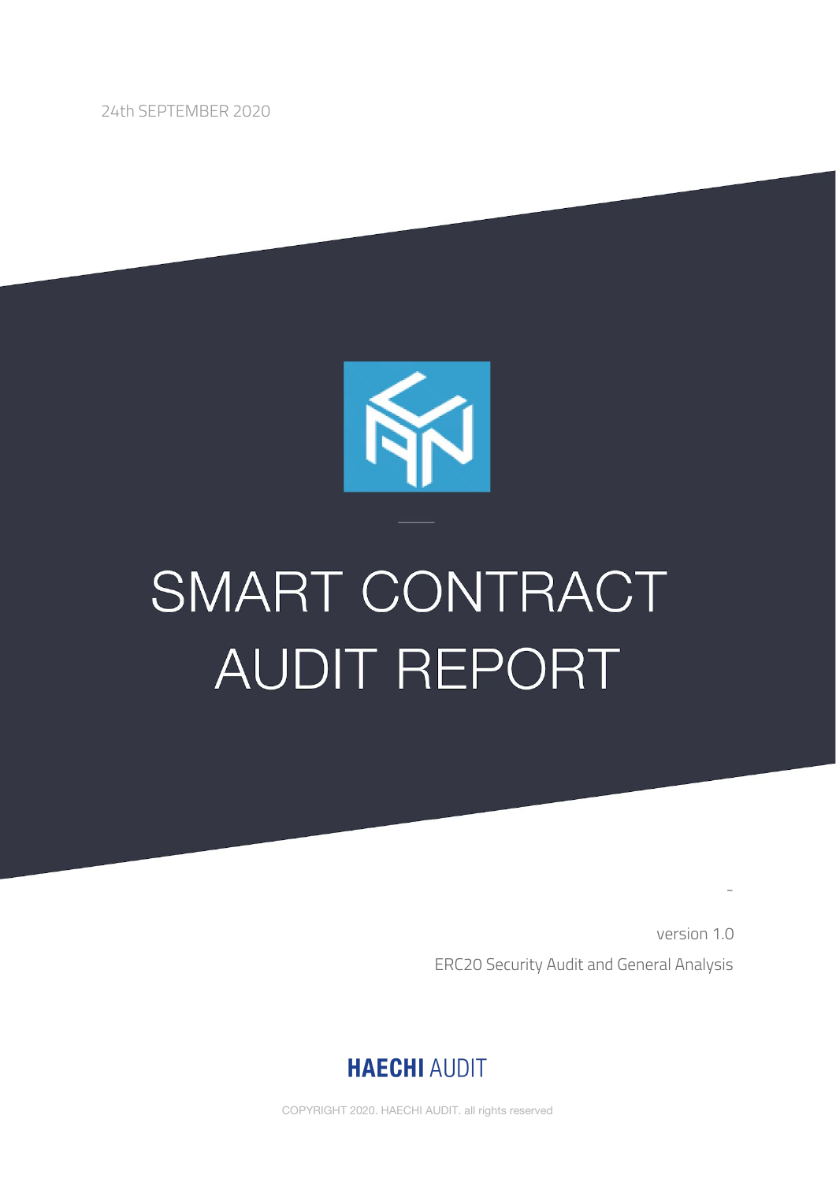24th SEPTEMBER 2020

# SMART CONTRACT AUDIT REPORT

version 1.0

ERC20 Security Audit and General Analysis

**HAECHI** AUDIT

COPYRIGHT 2020. HAECHI AUDIT. all rights reserved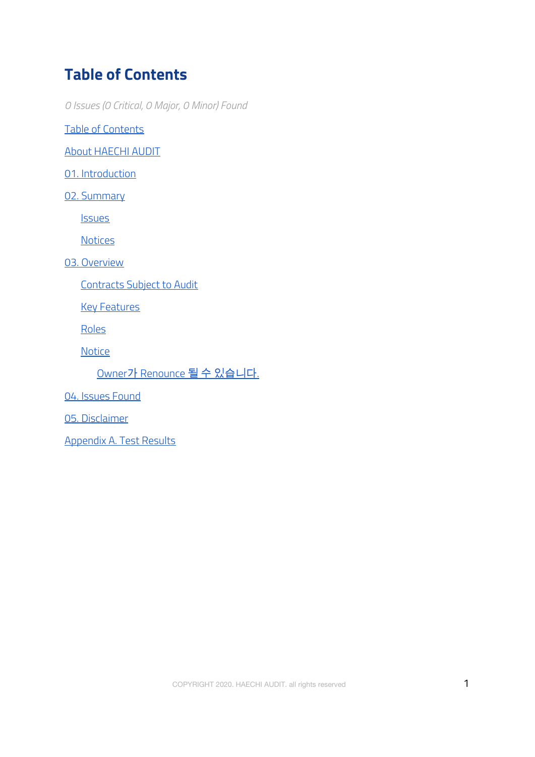# Table of Contents

*0 Issues (0 Critical, 0 Major, 0 Minor) Found*

Table of Contents

About HAECHI AUDIT

01. Introduction

02. Summary

- Issues
- Notices

03. Overview

- Contracts Subject to Audit
- Key Features
- Roles
- Notice
  - Owner가 Renounce 될 수 있습니다.

04. Issues Found

05. Disclaimer

Appendix A. Test Results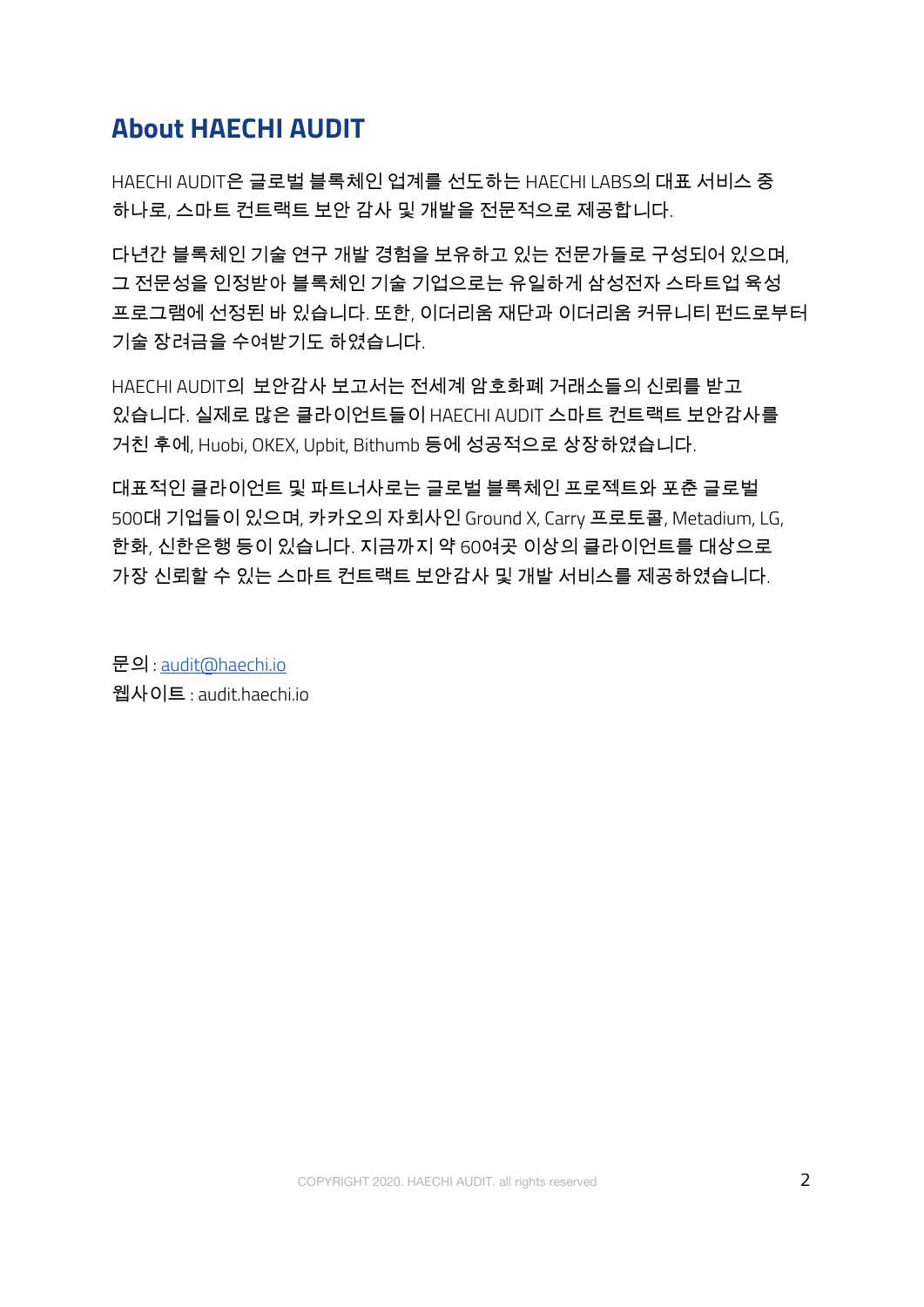# About HAECHI AUDIT

HAECHI AUDIT은 글로벌 블록체인 업계를 선도하는 HAECHI LABS의 대표 서비스 중 하나로, 스마트 컨트랙트 보안 감사 및 개발을 전문적으로 제공합니다.

다년간 블록체인 기술 연구 개발 경험을 보유하고 있는 전문가들로 구성되어 있으며, 그 전문성을 인정받아 블록체인 기술 기업으로는 유일하게 삼성전자 스타트업 육성 프로그램에 선정된 바 있습니다. 또한, 이더리움 재단과 이더리움 커뮤니티 펀드로부터 기술 장려금을 수여받기도 하였습니다.

HAECHI AUDIT의 보안감사 보고서는 전세계 암호화폐 거래소들의 신뢰를 받고 있습니다. 실제로 많은 클라이언트들이 HAECHI AUDIT 스마트 컨트랙트 보안감사를 거친 후에, Huobi, OKEX, Upbit, Bithumb 등에 성공적으로 상장하였습니다.

대표적인 클라이언트 및 파트너사로는 글로벌 블록체인 프로젝트와 포춘 글로벌 500대 기업들이 있으며, 카카오의 자회사인 Ground X, Carry 프로토콜, Metadium, LG, 한화, 신한은행 등이 있습니다. 지금까지 약 60여곳 이상의 클라이언트를 대상으로 가장 신뢰할 수 있는 스마트 컨트랙트 보안감사 및 개발 서비스를 제공하였습니다.

문의 : [audit@haechi.io](mailto:audit@haechi.io)
웹사이트 : audit.haechi.io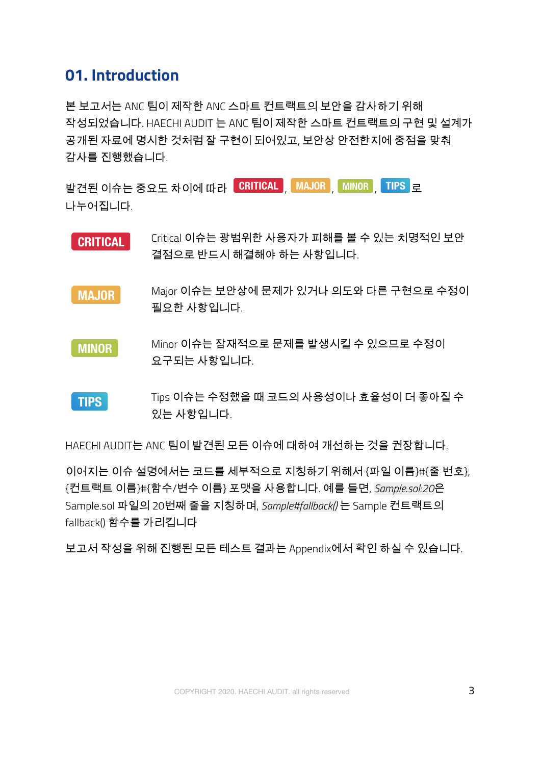# 01. Introduction

본 보고서는 ANC 팀이 제작한 ANC 스마트 컨트랙트의 보안을 감사하기 위해 작성되었습니다. HAECHI AUDIT 는 ANC 팀이 제작한 스마트 컨트랙트의 구현 및 설계가 공개된 자료에 명시한 것처럼 잘 구현이 되어있고, 보안상 안전한지에 중점을 맞춰 감사를 진행했습니다.

발견된 이슈는 중요도 차이에 따라 **CRITICAL**, **MAJOR**, **MINOR**, **TIPS** 로 나누어집니다.

| | |
|---|---|
| **CRITICAL** | Critical 이슈는 광범위한 사용자가 피해를 볼 수 있는 치명적인 보안 결점으로 반드시 해결해야 하는 사항입니다. |
| **MAJOR** | Major 이슈는 보안상에 문제가 있거나 의도와 다른 구현으로 수정이 필요한 사항입니다. |
| **MINOR** | Minor 이슈는 잠재적으로 문제를 발생시킬 수 있으므로 수정이 요구되는 사항입니다. |
| **TIPS** | Tips 이슈는 수정했을 때 코드의 사용성이나 효율성이 더 좋아질 수 있는 사항입니다. |

HAECHI AUDIT는 ANC 팀이 발견된 모든 이슈에 대하여 개선하는 것을 권장합니다.

이어지는 이슈 설명에서는 코드를 세부적으로 지칭하기 위해서 {파일 이름}#{줄 번호}, {컨트랙트 이름}#{함수/변수 이름} 포맷을 사용합니다. 예를 들면, *Sample.sol:20*은 Sample.sol 파일의 20번째 줄을 지칭하며, *Sample#fallback()* 는 Sample 컨트랙트의 fallback() 함수를 가리킵니다

보고서 작성을 위해 진행된 모든 테스트 결과는 Appendix에서 확인 하실 수 있습니다.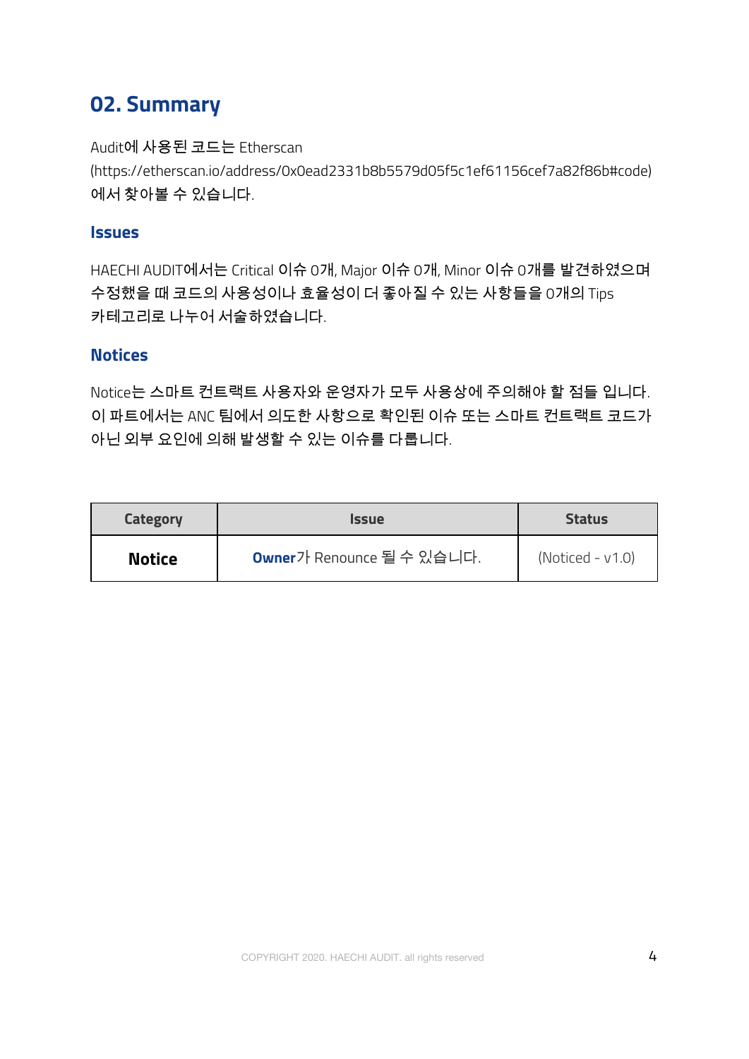## 02. Summary

Audit에 사용된 코드는 Etherscan (https://etherscan.io/address/0x0ead2331b8b5579d05f5c1ef61156cef7a82f86b#code) 에서 찾아볼 수 있습니다.

### Issues

HAECHI AUDIT에서는 Critical 이슈 0개, Major 이슈 0개, Minor 이슈 0개를 발견하였으며 수정했을 때 코드의 사용성이나 효율성이 더 좋아질 수 있는 사항들을 0개의 Tips 카테고리로 나누어 서술하였습니다.

### Notices

Notice는 스마트 컨트랙트 사용자와 운영자가 모두 사용상에 주의해야 할 점들 입니다. 이 파트에서는 ANC 팀에서 의도한 사항으로 확인된 이슈 또는 스마트 컨트랙트 코드가 아닌 외부 요인에 의해 발생할 수 있는 이슈를 다룹니다.

| Category | Issue | Status |
|---|---|---|
| **Notice** | **Owner**가 Renounce 될 수 있습니다. | (Noticed - v1.0) |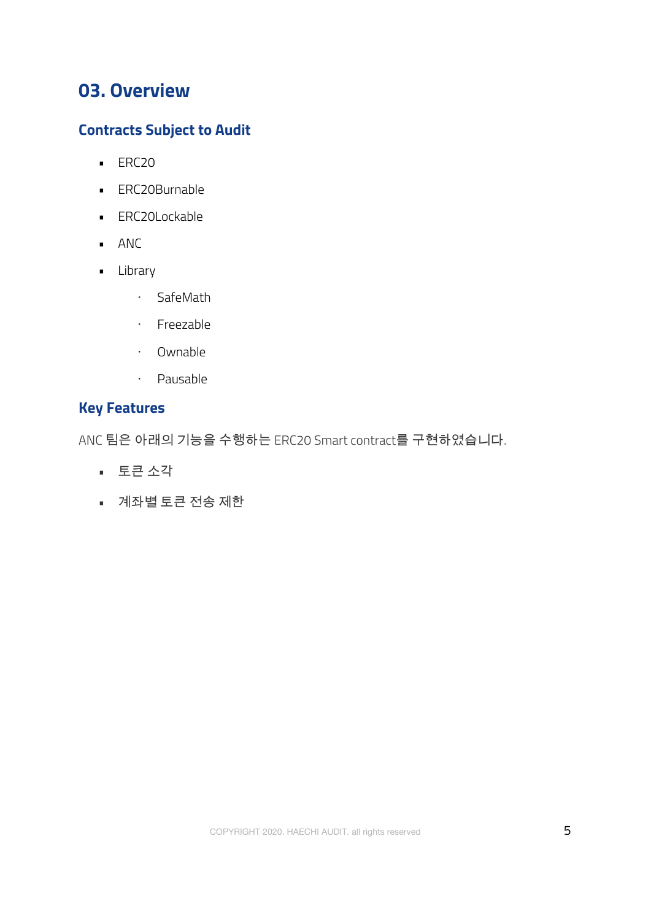# 03. Overview

## Contracts Subject to Audit

- ERC20
- ERC20Burnable
- ERC20Lockable
- ANC
- Library
    - SafeMath
    - Freezable
    - Ownable
    - Pausable

## Key Features

ANC 팀은 아래의 기능을 수행하는 ERC20 Smart contract를 구현하였습니다.

- 토큰 소각
- 계좌별 토큰 전송 제한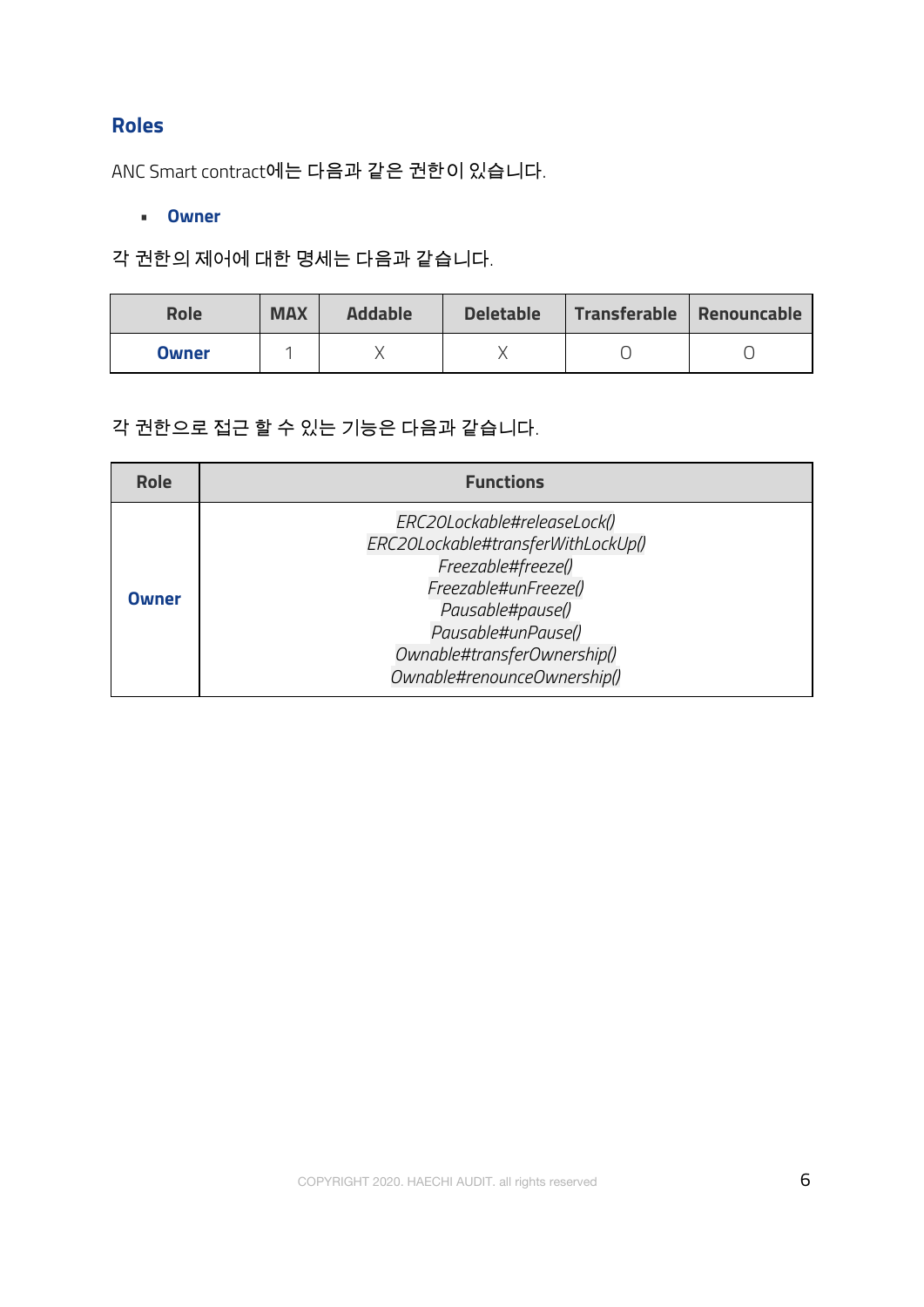## Roles

ANC Smart contract에는 다음과 같은 권한이 있습니다.

- **Owner**

각 권한의 제어에 대한 명세는 다음과 같습니다.

| Role | MAX | Addable | Deletable | Transferable | Renouncable |
|---|---|---|---|---|---|
| **Owner** | 1 | X | X | O | O |

각 권한으로 접근 할 수 있는 기능은 다음과 같습니다.

| Role | Functions |
|---|---|
| **Owner** | *ERC20Lockable#releaseLock()*<br>*ERC20Lockable#transferWithLockUp()*<br>*Freezable#freeze()*<br>*Freezable#unFreeze()*<br>*Pausable#pause()*<br>*Pausable#unPause()*<br>*Ownable#transferOwnership()*<br>*Ownable#renounceOwnership()* |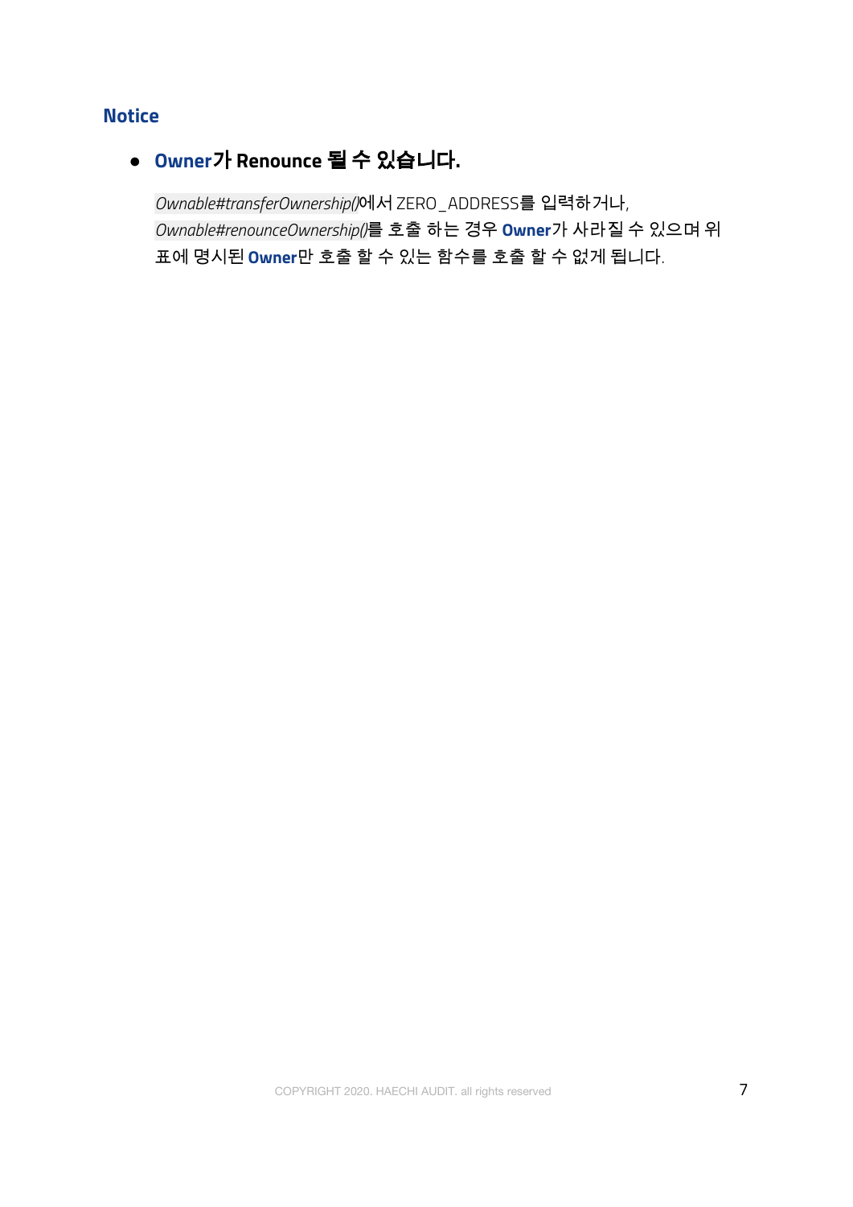### Notice

- **Owner가 Renounce 될 수 있습니다.**

  *Ownable#transferOwnership()*에서 ZERO_ADDRESS를 입력하거나, *Ownable#renounceOwnership()*를 호출 하는 경우 **Owner**가 사라질 수 있으며 위 표에 명시된 **Owner**만 호출 할 수 있는 함수를 호출 할 수 없게 됩니다.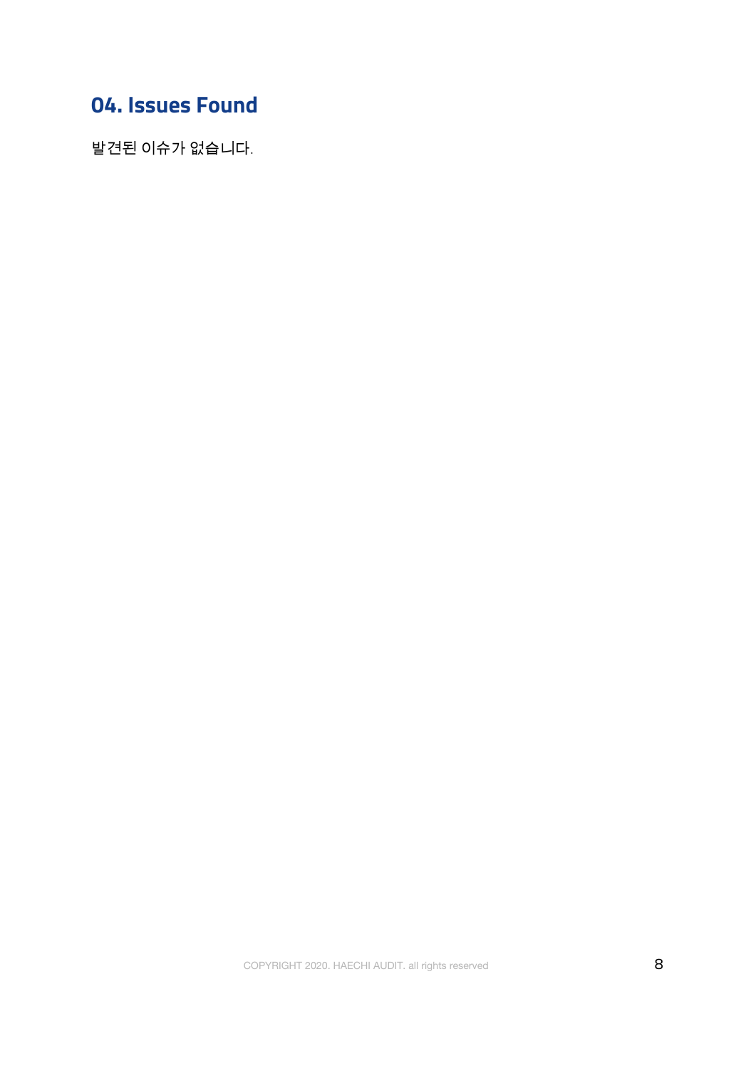## 04. Issues Found

발견된 이슈가 없습니다.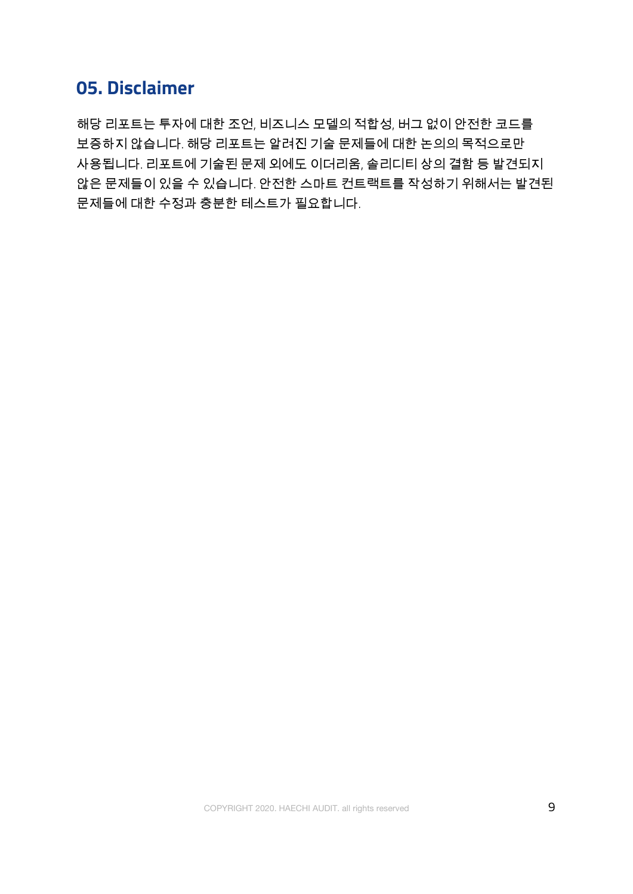## 05. Disclaimer

해당 리포트는 투자에 대한 조언, 비즈니스 모델의 적합성, 버그 없이 안전한 코드를 보증하지 않습니다. 해당 리포트는 알려진 기술 문제들에 대한 논의의 목적으로만 사용됩니다. 리포트에 기술된 문제 외에도 이더리움, 솔리디티 상의 결함 등 발견되지 않은 문제들이 있을 수 있습니다. 안전한 스마트 컨트랙트를 작성하기 위해서는 발견된 문제들에 대한 수정과 충분한 테스트가 필요합니다.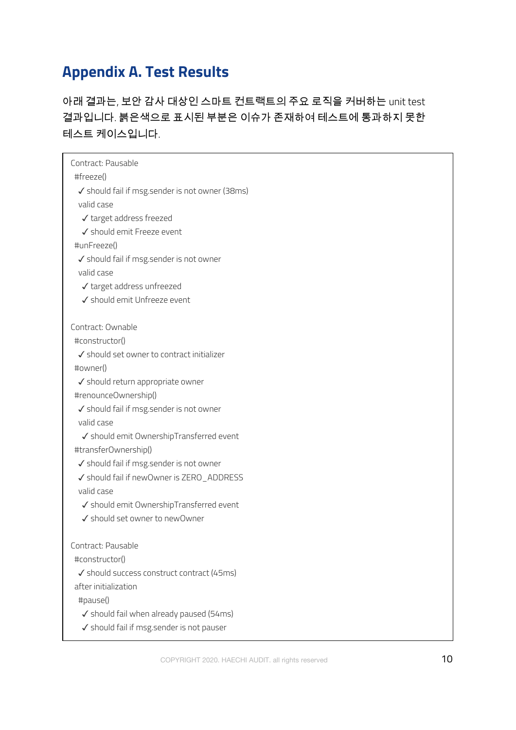## Appendix A. Test Results

아래 결과는, 보안 감사 대상인 스마트 컨트랙트의 주요 로직을 커버하는 unit test 결과입니다. 붉은색으로 표시된 부분은 이슈가 존재하여 테스트에 통과하지 못한 테스트 케이스입니다.

```
Contract: Pausable
  #freeze()
    ✓ should fail if msg.sender is not owner (38ms)
    valid case
      ✓ target address freezed
      ✓ should emit Freeze event
  #unFreeze()
    ✓ should fail if msg.sender is not owner
    valid case
      ✓ target address unfreezed
      ✓ should emit Unfreeze event

Contract: Ownable
  #constructor()
    ✓ should set owner to contract initializer
  #owner()
    ✓ should return appropriate owner
  #renounceOwnership()
    ✓ should fail if msg.sender is not owner
    valid case
      ✓ should emit OwnershipTransferred event
  #transferOwnership()
    ✓ should fail if msg.sender is not owner
    ✓ should fail if newOwner is ZERO_ADDRESS
    valid case
      ✓ should emit OwnershipTransferred event
      ✓ should set owner to newOwner

Contract: Pausable
  #constructor()
    ✓ should success construct contract (45ms)
  after initialization
    #pause()
      ✓ should fail when already paused (54ms)
      ✓ should fail if msg.sender is not pauser
```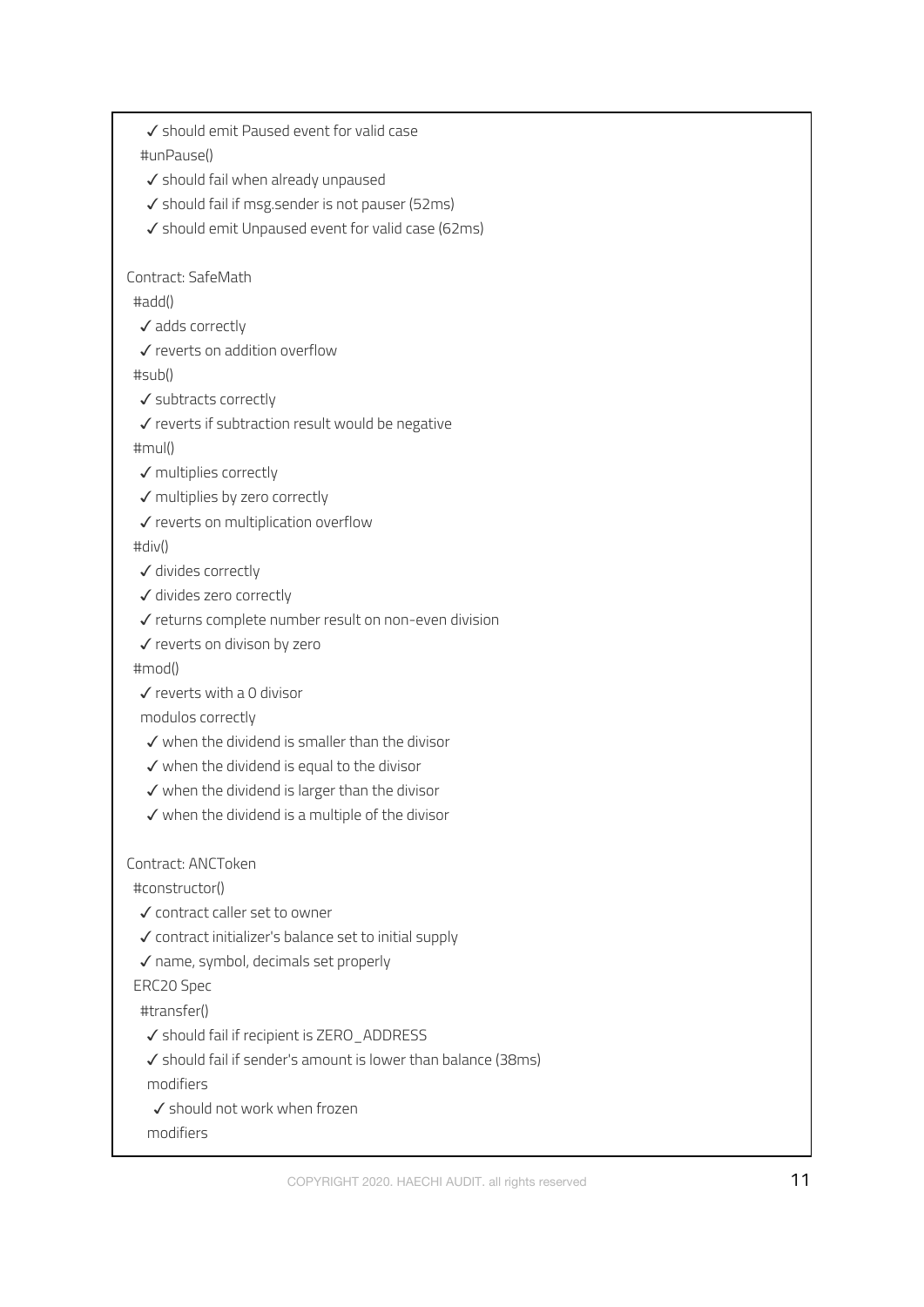```
      ✓ should emit Paused event for valid case
    #unPause()
      ✓ should fail when already unpaused
      ✓ should fail if msg.sender is not pauser (52ms)
      ✓ should emit Unpaused event for valid case (62ms)

  Contract: SafeMath
    #add()
      ✓ adds correctly
      ✓ reverts on addition overflow
    #sub()
      ✓ subtracts correctly
      ✓ reverts if subtraction result would be negative
    #mul()
      ✓ multiplies correctly
      ✓ multiplies by zero correctly
      ✓ reverts on multiplication overflow
    #div()
      ✓ divides correctly
      ✓ divides zero correctly
      ✓ returns complete number result on non-even division
      ✓ reverts on divison by zero
    #mod()
      ✓ reverts with a 0 divisor
      modulos correctly
        ✓ when the dividend is smaller than the divisor
        ✓ when the dividend is equal to the divisor
        ✓ when the dividend is larger than the divisor
        ✓ when the dividend is a multiple of the divisor

  Contract: ANCToken
    #constructor()
      ✓ contract caller set to owner
      ✓ contract initializer's balance set to initial supply
      ✓ name, symbol, decimals set properly
    ERC20 Spec
      #transfer()
        ✓ should fail if recipient is ZERO_ADDRESS
        ✓ should fail if sender's amount is lower than balance (38ms)
        modifiers
          ✓ should not work when frozen
        modifiers
```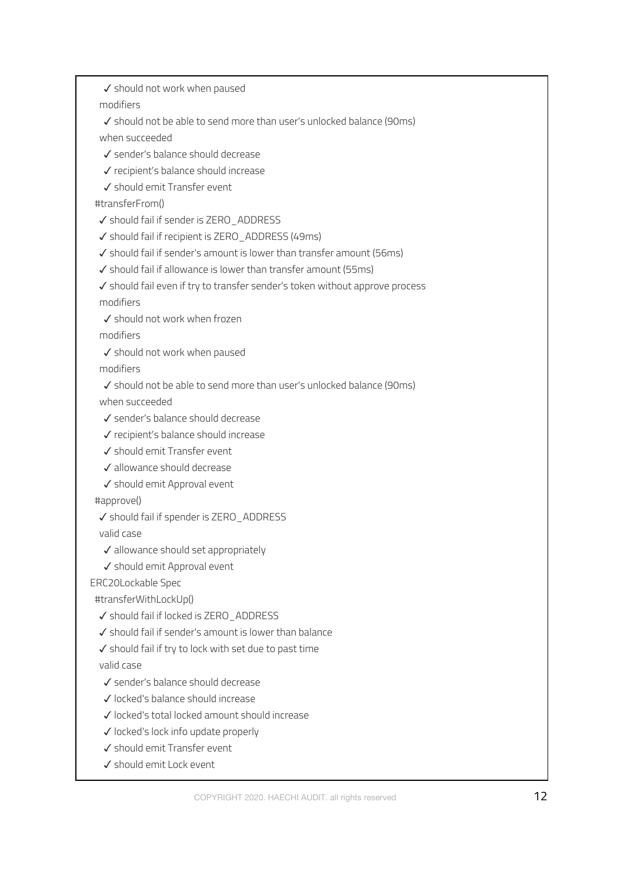```
        ✓ should not work when paused
      modifiers
        ✓ should not be able to send more than user's unlocked balance (90ms)
      when succeeded
        ✓ sender's balance should decrease
        ✓ recipient's balance should increase
        ✓ should emit Transfer event
    #transferFrom()
      ✓ should fail if sender is ZERO_ADDRESS
      ✓ should fail if recipient is ZERO_ADDRESS (49ms)
      ✓ should fail if sender's amount is lower than transfer amount (56ms)
      ✓ should fail if allowance is lower than transfer amount (55ms)
      ✓ should fail even if try to transfer sender's token without approve process
      modifiers
        ✓ should not work when frozen
      modifiers
        ✓ should not work when paused
      modifiers
        ✓ should not be able to send more than user's unlocked balance (90ms)
      when succeeded
        ✓ sender's balance should decrease
        ✓ recipient's balance should increase
        ✓ should emit Transfer event
        ✓ allowance should decrease
        ✓ should emit Approval event
    #approve()
      ✓ should fail if spender is ZERO_ADDRESS
      valid case
        ✓ allowance should set appropriately
        ✓ should emit Approval event
  ERC20Lockable Spec
    #transferWithLockUp()
      ✓ should fail if locked is ZERO_ADDRESS
      ✓ should fail if sender's amount is lower than balance
      ✓ should fail if try to lock with set due to past time
      valid case
        ✓ sender's balance should decrease
        ✓ locked's balance should increase
        ✓ locked's total locked amount should increase
        ✓ locked's lock info update properly
        ✓ should emit Transfer event
        ✓ should emit Lock event
```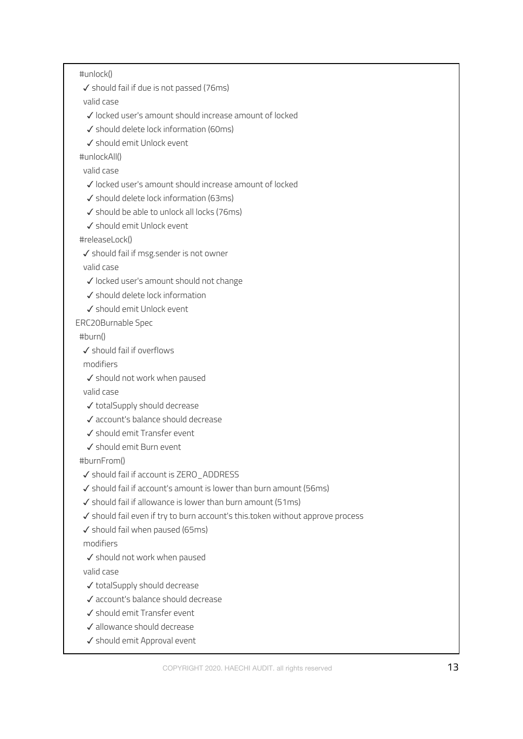```
  #unlock()
    ✓ should fail if due is not passed (76ms)
    valid case
      ✓ locked user's amount should increase amount of locked
      ✓ should delete lock information (60ms)
      ✓ should emit Unlock event
  #unlockAll()
    valid case
      ✓ locked user's amount should increase amount of locked
      ✓ should delete lock information (63ms)
      ✓ should be able to unlock all locks (76ms)
      ✓ should emit Unlock event
  #releaseLock()
    ✓ should fail if msg.sender is not owner
    valid case
      ✓ locked user's amount should not change
      ✓ should delete lock information
      ✓ should emit Unlock event
ERC20Burnable Spec
  #burn()
    ✓ should fail if overflows
    modifiers
      ✓ should not work when paused
    valid case
      ✓ totalSupply should decrease
      ✓ account's balance should decrease
      ✓ should emit Transfer event
      ✓ should emit Burn event
  #burnFrom()
    ✓ should fail if account is ZERO_ADDRESS
    ✓ should fail if account's amount is lower than burn amount (56ms)
    ✓ should fail if allowance is lower than burn amount (51ms)
    ✓ should fail even if try to burn account's this.token without approve process
    ✓ should fail when paused (65ms)
    modifiers
      ✓ should not work when paused
    valid case
      ✓ totalSupply should decrease
      ✓ account's balance should decrease
      ✓ should emit Transfer event
      ✓ allowance should decrease
      ✓ should emit Approval event
```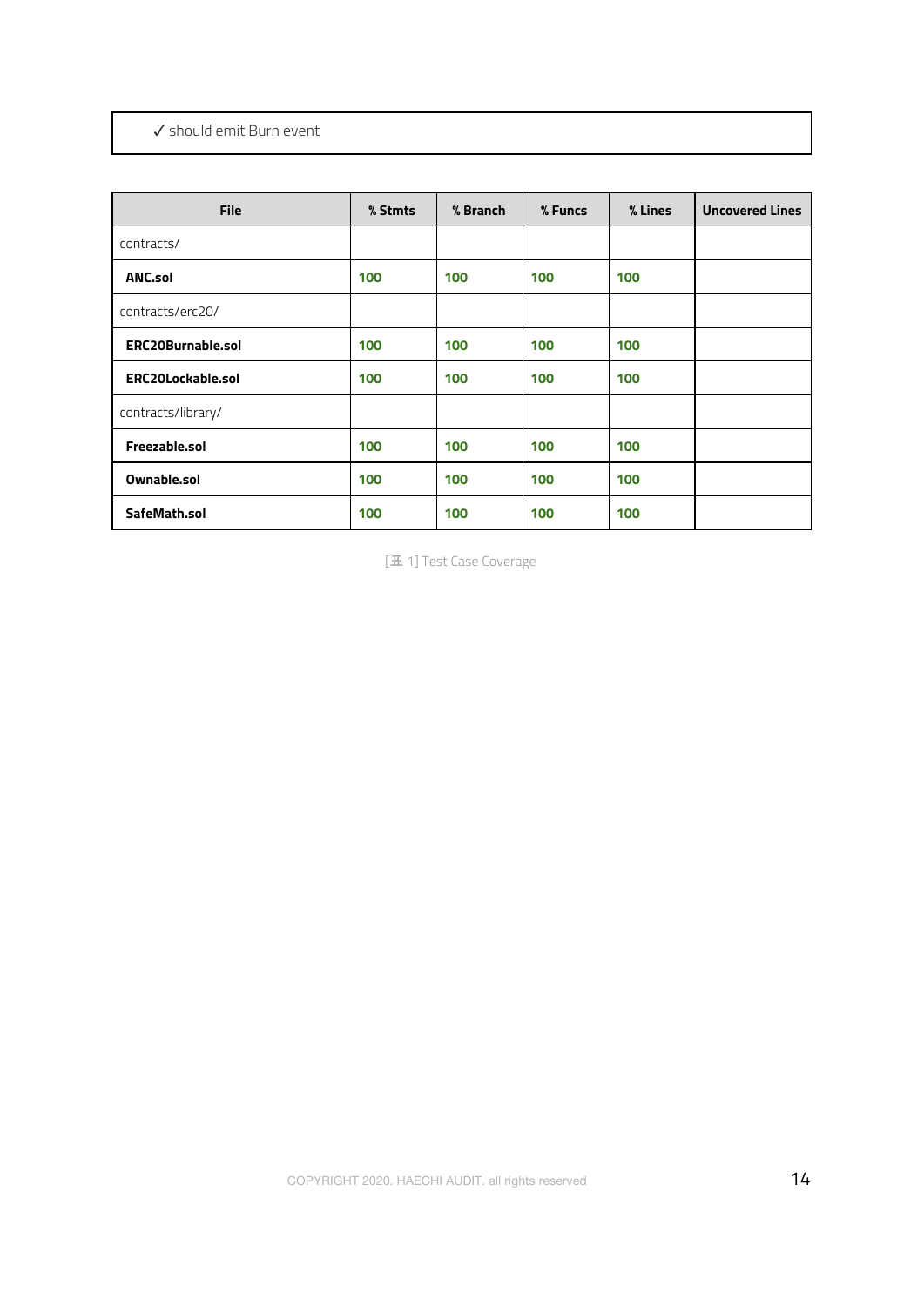✓ should emit Burn event

| File | % Stmts | % Branch | % Funcs | % Lines | Uncovered Lines |
|---|---|---|---|---|---|
| contracts/ | | | | | |
| **ANC.sol** | 100 | 100 | 100 | 100 | |
| contracts/erc20/ | | | | | |
| **ERC20Burnable.sol** | 100 | 100 | 100 | 100 | |
| **ERC20Lockable.sol** | 100 | 100 | 100 | 100 | |
| contracts/library/ | | | | | |
| **Freezable.sol** | 100 | 100 | 100 | 100 | |
| **Ownable.sol** | 100 | 100 | 100 | 100 | |
| **SafeMath.sol** | 100 | 100 | 100 | 100 | |

[표 1] Test Case Coverage